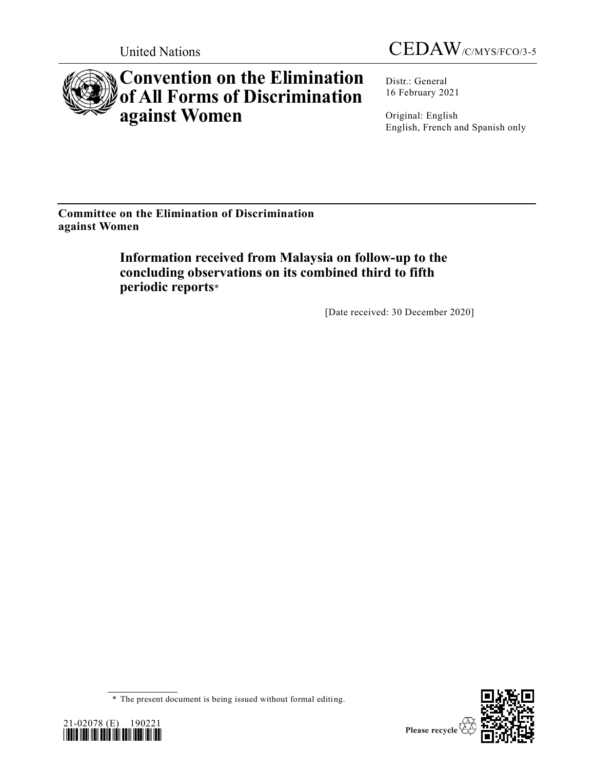United Nations

CEDAW/C/MYS/FCO/3-5

# Convention on the Elimination of All Forms of Discrimination against Women

Distr.: General
16 February 2021

Original: English
English, French and Spanish only

**Committee on the Elimination of Discrimination against Women**

## Information received from Malaysia on follow-up to the concluding observations on its combined third to fifth periodic reports*

[Date received: 30 December 2020]

\* The present document is being issued without formal editing.

21-02078 (E) 190221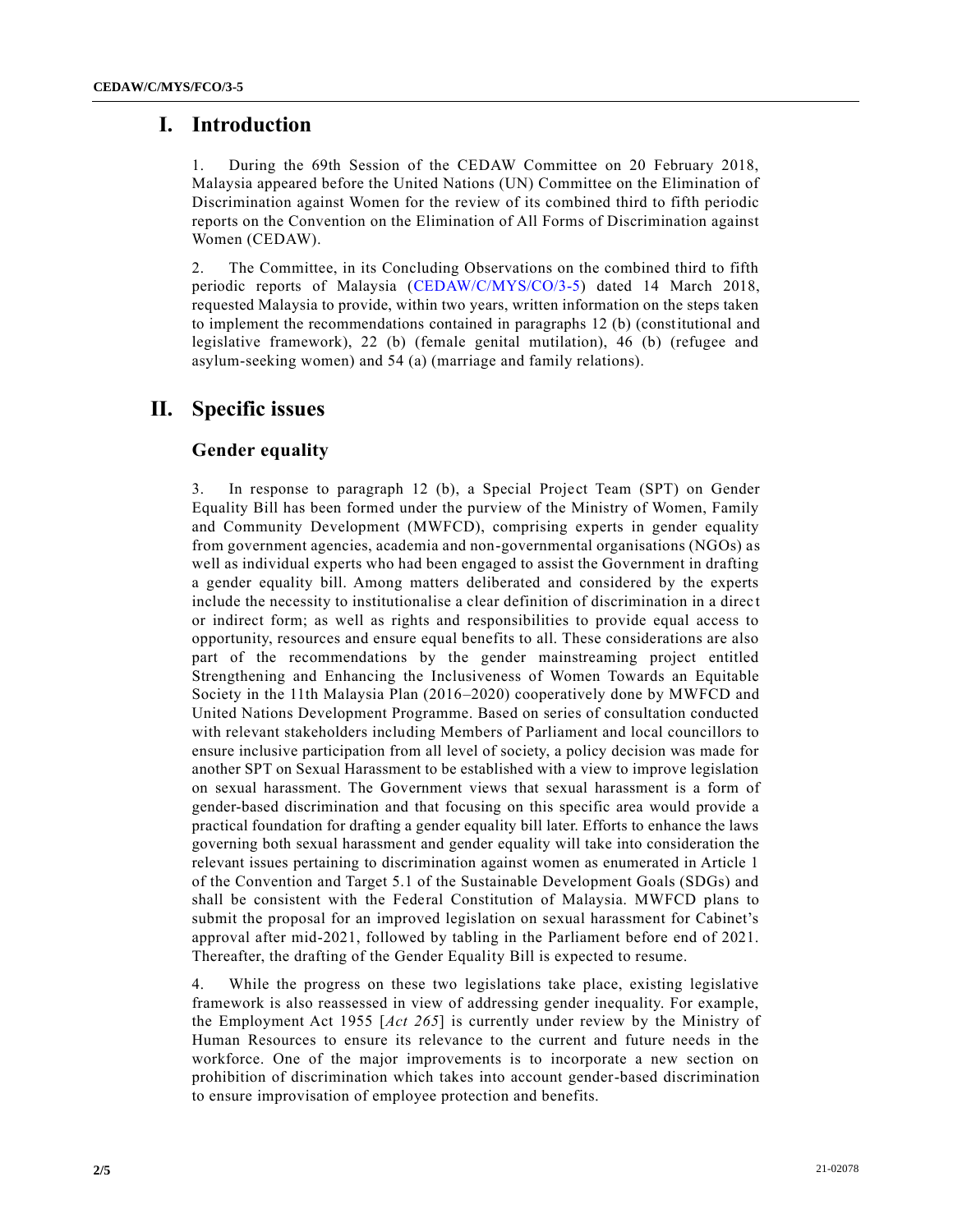# I. Introduction

1. During the 69th Session of the CEDAW Committee on 20 February 2018, Malaysia appeared before the United Nations (UN) Committee on the Elimination of Discrimination against Women for the review of its combined third to fifth periodic reports on the Convention on the Elimination of All Forms of Discrimination against Women (CEDAW).

2. The Committee, in its Concluding Observations on the combined third to fifth periodic reports of Malaysia (CEDAW/C/MYS/CO/3-5) dated 14 March 2018, requested Malaysia to provide, within two years, written information on the steps taken to implement the recommendations contained in paragraphs 12 (b) (constitutional and legislative framework), 22 (b) (female genital mutilation), 46 (b) (refugee and asylum-seeking women) and 54 (a) (marriage and family relations).

# II. Specific issues

## Gender equality

3. In response to paragraph 12 (b), a Special Project Team (SPT) on Gender Equality Bill has been formed under the purview of the Ministry of Women, Family and Community Development (MWFCD), comprising experts in gender equality from government agencies, academia and non-governmental organisations (NGOs) as well as individual experts who had been engaged to assist the Government in drafting a gender equality bill. Among matters deliberated and considered by the experts include the necessity to institutionalise a clear definition of discrimination in a direct or indirect form; as well as rights and responsibilities to provide equal access to opportunity, resources and ensure equal benefits to all. These considerations are also part of the recommendations by the gender mainstreaming project entitled Strengthening and Enhancing the Inclusiveness of Women Towards an Equitable Society in the 11th Malaysia Plan (2016–2020) cooperatively done by MWFCD and United Nations Development Programme. Based on series of consultation conducted with relevant stakeholders including Members of Parliament and local councillors to ensure inclusive participation from all level of society, a policy decision was made for another SPT on Sexual Harassment to be established with a view to improve legislation on sexual harassment. The Government views that sexual harassment is a form of gender-based discrimination and that focusing on this specific area would provide a practical foundation for drafting a gender equality bill later. Efforts to enhance the laws governing both sexual harassment and gender equality will take into consideration the relevant issues pertaining to discrimination against women as enumerated in Article 1 of the Convention and Target 5.1 of the Sustainable Development Goals (SDGs) and shall be consistent with the Federal Constitution of Malaysia. MWFCD plans to submit the proposal for an improved legislation on sexual harassment for Cabinet's approval after mid-2021, followed by tabling in the Parliament before end of 2021. Thereafter, the drafting of the Gender Equality Bill is expected to resume.

4. While the progress on these two legislations take place, existing legislative framework is also reassessed in view of addressing gender inequality. For example, the Employment Act 1955 [*Act 265*] is currently under review by the Ministry of Human Resources to ensure its relevance to the current and future needs in the workforce. One of the major improvements is to incorporate a new section on prohibition of discrimination which takes into account gender-based discrimination to ensure improvisation of employee protection and benefits.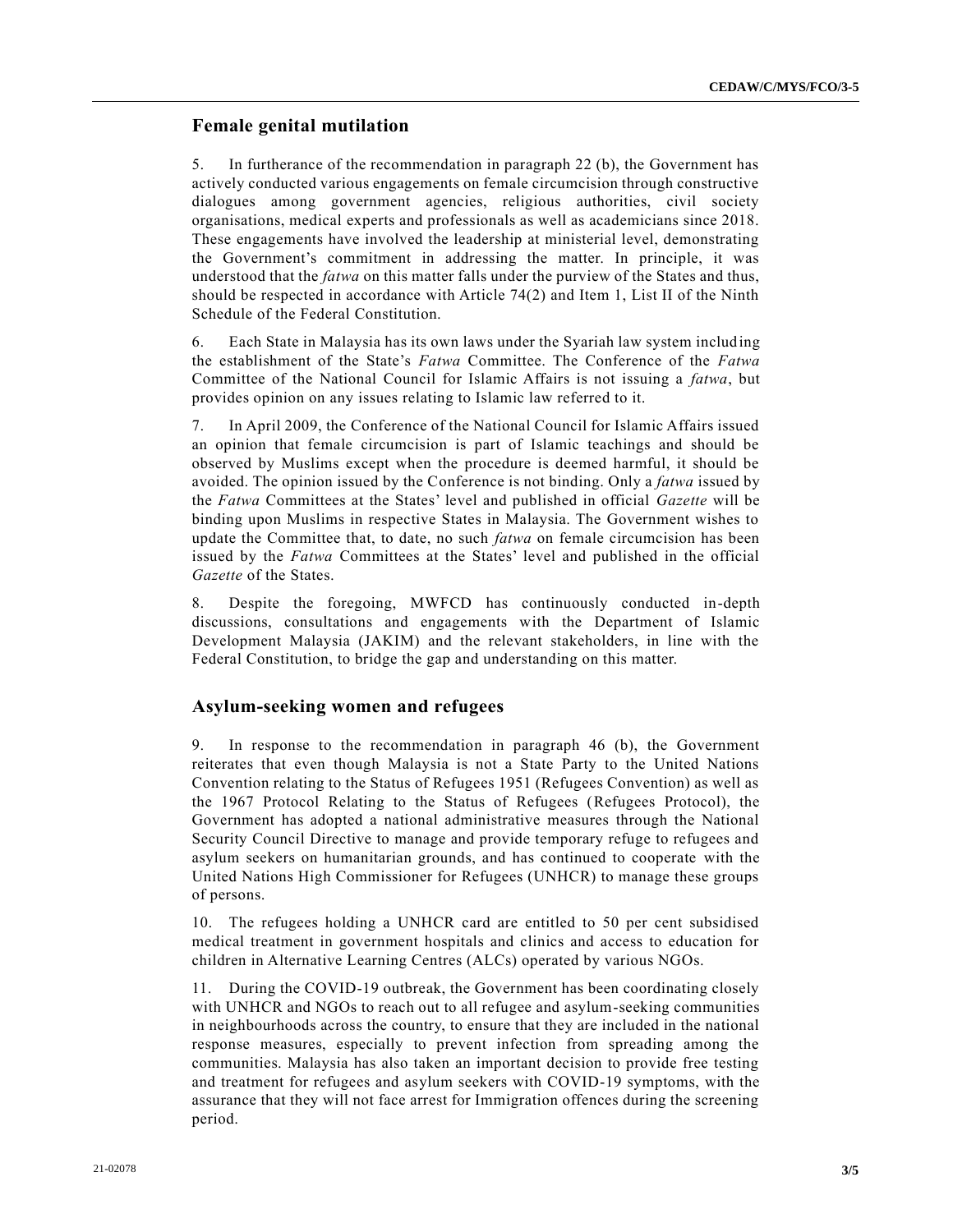## Female genital mutilation

5. In furtherance of the recommendation in paragraph 22 (b), the Government has actively conducted various engagements on female circumcision through constructive dialogues among government agencies, religious authorities, civil society organisations, medical experts and professionals as well as academicians since 2018. These engagements have involved the leadership at ministerial level, demonstrating the Government's commitment in addressing the matter. In principle, it was understood that the *fatwa* on this matter falls under the purview of the States and thus, should be respected in accordance with Article 74(2) and Item 1, List II of the Ninth Schedule of the Federal Constitution.

6. Each State in Malaysia has its own laws under the Syariah law system including the establishment of the State's *Fatwa* Committee. The Conference of the *Fatwa* Committee of the National Council for Islamic Affairs is not issuing a *fatwa*, but provides opinion on any issues relating to Islamic law referred to it.

7. In April 2009, the Conference of the National Council for Islamic Affairs issued an opinion that female circumcision is part of Islamic teachings and should be observed by Muslims except when the procedure is deemed harmful, it should be avoided. The opinion issued by the Conference is not binding. Only a *fatwa* issued by the *Fatwa* Committees at the States' level and published in official *Gazette* will be binding upon Muslims in respective States in Malaysia. The Government wishes to update the Committee that, to date, no such *fatwa* on female circumcision has been issued by the *Fatwa* Committees at the States' level and published in the official *Gazette* of the States.

8. Despite the foregoing, MWFCD has continuously conducted in-depth discussions, consultations and engagements with the Department of Islamic Development Malaysia (JAKIM) and the relevant stakeholders, in line with the Federal Constitution, to bridge the gap and understanding on this matter.

## Asylum-seeking women and refugees

9. In response to the recommendation in paragraph 46 (b), the Government reiterates that even though Malaysia is not a State Party to the United Nations Convention relating to the Status of Refugees 1951 (Refugees Convention) as well as the 1967 Protocol Relating to the Status of Refugees (Refugees Protocol), the Government has adopted a national administrative measures through the National Security Council Directive to manage and provide temporary refuge to refugees and asylum seekers on humanitarian grounds, and has continued to cooperate with the United Nations High Commissioner for Refugees (UNHCR) to manage these groups of persons.

10. The refugees holding a UNHCR card are entitled to 50 per cent subsidised medical treatment in government hospitals and clinics and access to education for children in Alternative Learning Centres (ALCs) operated by various NGOs.

11. During the COVID-19 outbreak, the Government has been coordinating closely with UNHCR and NGOs to reach out to all refugee and asylum-seeking communities in neighbourhoods across the country, to ensure that they are included in the national response measures, especially to prevent infection from spreading among the communities. Malaysia has also taken an important decision to provide free testing and treatment for refugees and asylum seekers with COVID-19 symptoms, with the assurance that they will not face arrest for Immigration offences during the screening period.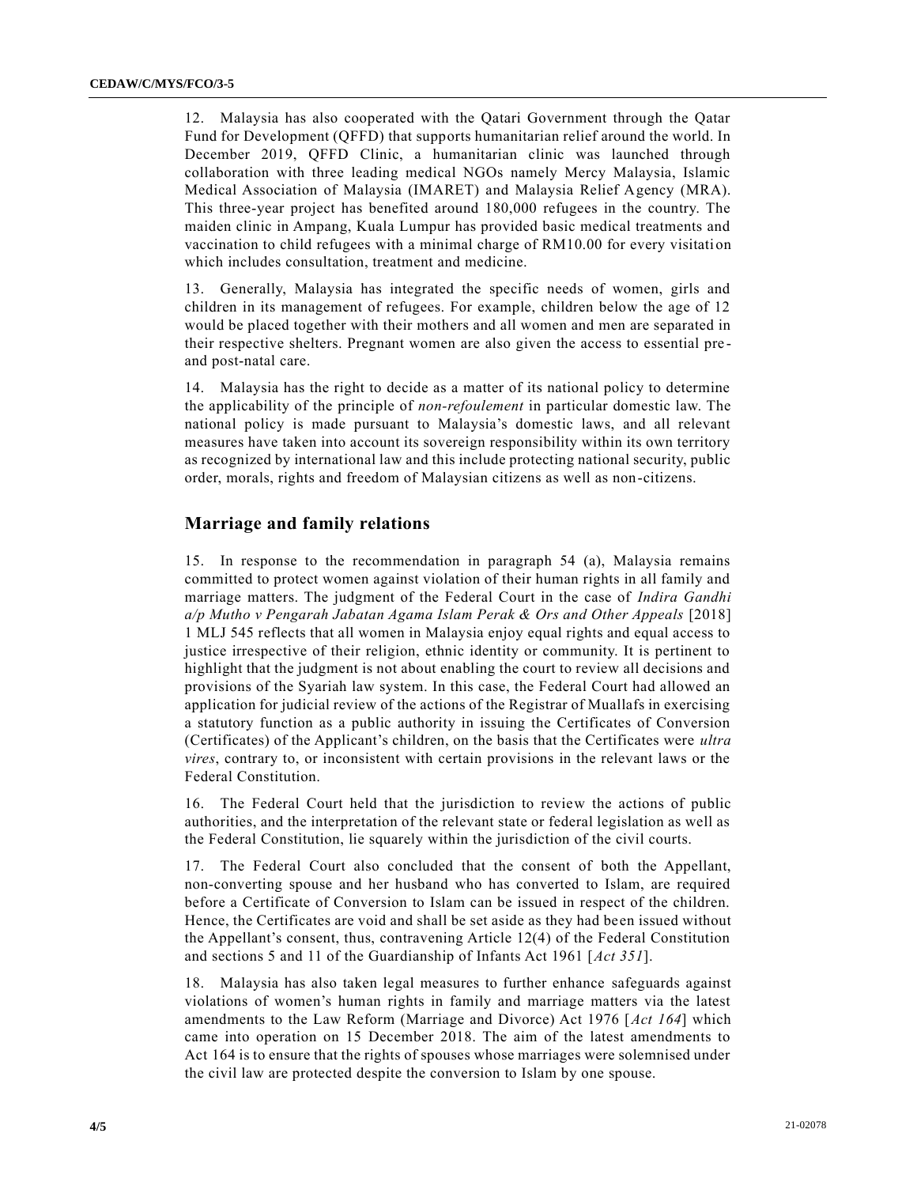12. Malaysia has also cooperated with the Qatari Government through the Qatar Fund for Development (QFFD) that supports humanitarian relief around the world. In December 2019, QFFD Clinic, a humanitarian clinic was launched through collaboration with three leading medical NGOs namely Mercy Malaysia, Islamic Medical Association of Malaysia (IMARET) and Malaysia Relief Agency (MRA). This three-year project has benefited around 180,000 refugees in the country. The maiden clinic in Ampang, Kuala Lumpur has provided basic medical treatments and vaccination to child refugees with a minimal charge of RM10.00 for every visitation which includes consultation, treatment and medicine.

13. Generally, Malaysia has integrated the specific needs of women, girls and children in its management of refugees. For example, children below the age of 12 would be placed together with their mothers and all women and men are separated in their respective shelters. Pregnant women are also given the access to essential pre- and post-natal care.

14. Malaysia has the right to decide as a matter of its national policy to determine the applicability of the principle of *non-refoulement* in particular domestic law. The national policy is made pursuant to Malaysia's domestic laws, and all relevant measures have taken into account its sovereign responsibility within its own territory as recognized by international law and this include protecting national security, public order, morals, rights and freedom of Malaysian citizens as well as non-citizens.

## Marriage and family relations

15. In response to the recommendation in paragraph 54 (a), Malaysia remains committed to protect women against violation of their human rights in all family and marriage matters. The judgment of the Federal Court in the case of *Indira Gandhi a/p Mutho v Pengarah Jabatan Agama Islam Perak & Ors and Other Appeals* [2018] 1 MLJ 545 reflects that all women in Malaysia enjoy equal rights and equal access to justice irrespective of their religion, ethnic identity or community. It is pertinent to highlight that the judgment is not about enabling the court to review all decisions and provisions of the Syariah law system. In this case, the Federal Court had allowed an application for judicial review of the actions of the Registrar of Muallafs in exercising a statutory function as a public authority in issuing the Certificates of Conversion (Certificates) of the Applicant's children, on the basis that the Certificates were *ultra vires*, contrary to, or inconsistent with certain provisions in the relevant laws or the Federal Constitution.

16. The Federal Court held that the jurisdiction to review the actions of public authorities, and the interpretation of the relevant state or federal legislation as well as the Federal Constitution, lie squarely within the jurisdiction of the civil courts.

17. The Federal Court also concluded that the consent of both the Appellant, non-converting spouse and her husband who has converted to Islam, are required before a Certificate of Conversion to Islam can be issued in respect of the children. Hence, the Certificates are void and shall be set aside as they had been issued without the Appellant's consent, thus, contravening Article 12(4) of the Federal Constitution and sections 5 and 11 of the Guardianship of Infants Act 1961 [*Act 351*].

18. Malaysia has also taken legal measures to further enhance safeguards against violations of women's human rights in family and marriage matters via the latest amendments to the Law Reform (Marriage and Divorce) Act 1976 [*Act 164*] which came into operation on 15 December 2018. The aim of the latest amendments to Act 164 is to ensure that the rights of spouses whose marriages were solemnised under the civil law are protected despite the conversion to Islam by one spouse.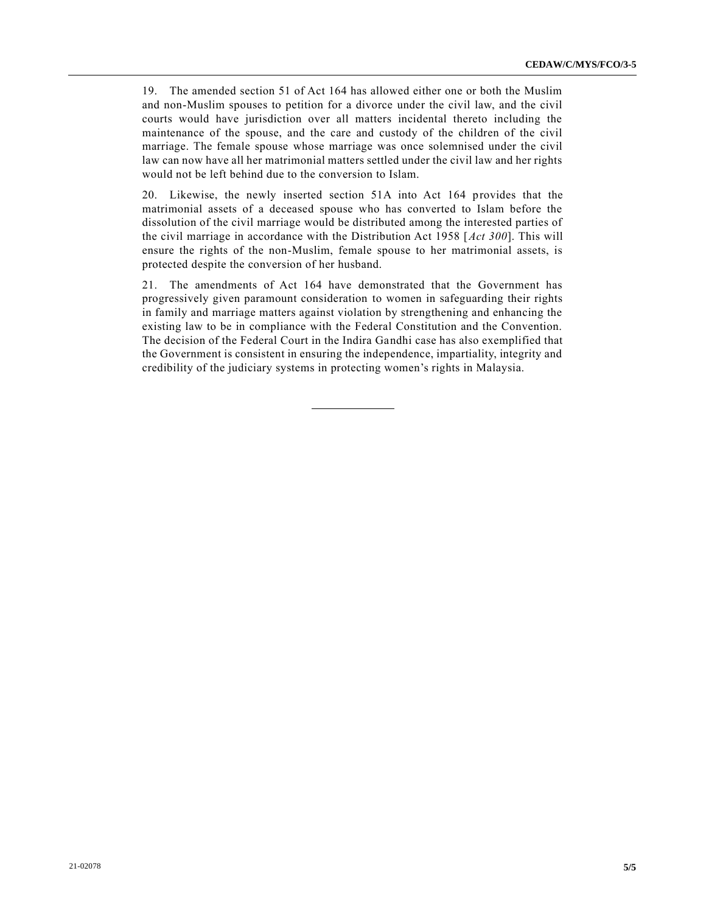19. The amended section 51 of Act 164 has allowed either one or both the Muslim and non-Muslim spouses to petition for a divorce under the civil law, and the civil courts would have jurisdiction over all matters incidental thereto including the maintenance of the spouse, and the care and custody of the children of the civil marriage. The female spouse whose marriage was once solemnised under the civil law can now have all her matrimonial matters settled under the civil law and her rights would not be left behind due to the conversion to Islam.

20. Likewise, the newly inserted section 51A into Act 164 provides that the matrimonial assets of a deceased spouse who has converted to Islam before the dissolution of the civil marriage would be distributed among the interested parties of the civil marriage in accordance with the Distribution Act 1958 [*Act 300*]. This will ensure the rights of the non-Muslim, female spouse to her matrimonial assets, is protected despite the conversion of her husband.

21. The amendments of Act 164 have demonstrated that the Government has progressively given paramount consideration to women in safeguarding their rights in family and marriage matters against violation by strengthening and enhancing the existing law to be in compliance with the Federal Constitution and the Convention. The decision of the Federal Court in the Indira Gandhi case has also exemplified that the Government is consistent in ensuring the independence, impartiality, integrity and credibility of the judiciary systems in protecting women's rights in Malaysia.